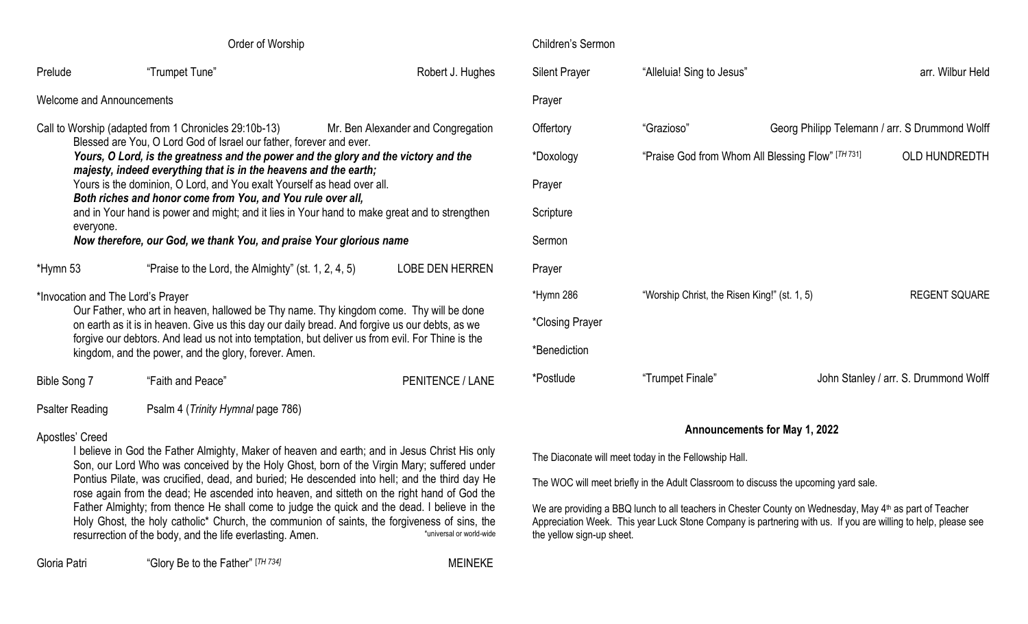## Order of Worship

Prelude — "Trumpet Tune" — Robert J. Hughes

Welcome and Announcements

Call to Worship (adapted from 1 Chronicles 29:10b-13) — Mr. Ben Alexander and Congregation

Blessed are You, O Lord God of Israel our father, forever and ever.
***Yours, O Lord, is the greatness and the power and the glory and the victory and the majesty, indeed everything that is in the heavens and the earth;***
Yours is the dominion, O Lord, and You exalt Yourself as head over all.
***Both riches and honor come from You, and You rule over all,***
and in Your hand is power and might; and it lies in Your hand to make great and to strengthen everyone.
***Now therefore, our God, we thank You, and praise Your glorious name***

*Hymn 53 — "Praise to the Lord, the Almighty" (st. 1, 2, 4, 5) — LOBE DEN HERREN

*Invocation and The Lord's Prayer

Our Father, who art in heaven, hallowed be Thy name. Thy kingdom come. Thy will be done on earth as it is in heaven. Give us this day our daily bread. And forgive us our debts, as we forgive our debtors. And lead us not into temptation, but deliver us from evil. For Thine is the kingdom, and the power, and the glory, forever. Amen.

Bible Song 7 — "Faith and Peace" — PENITENCE / LANE

Psalter Reading — Psalm 4 (*Trinity Hymnal* page 786)

Apostles' Creed

I believe in God the Father Almighty, Maker of heaven and earth; and in Jesus Christ His only Son, our Lord Who was conceived by the Holy Ghost, born of the Virgin Mary; suffered under Pontius Pilate, was crucified, dead, and buried; He descended into hell; and the third day He rose again from the dead; He ascended into heaven, and sitteth on the right hand of God the Father Almighty; from thence He shall come to judge the quick and the dead. I believe in the Holy Ghost, the holy catholic* Church, the communion of saints, the forgiveness of sins, the resurrection of the body, and the life everlasting. Amen.

*universal or world-wide

Gloria Patri — "Glory Be to the Father" [*TH 734*] — MEINEKE

Children's Sermon

Silent Prayer — "Alleluia! Sing to Jesus" — arr. Wilbur Held

Prayer

Offertory — "Grazioso" — Georg Philipp Telemann / arr. S Drummond Wolff

*Doxology — "Praise God from Whom All Blessing Flow" [*TH 731*] — OLD HUNDREDTH

Prayer

Scripture

Sermon

Prayer

*Hymn 286 — "Worship Christ, the Risen King!" (st. 1, 5) — REGENT SQUARE

*Closing Prayer

*Benediction

*Postlude — "Trumpet Finale" — John Stanley / arr. S. Drummond Wolff

## Announcements for May 1, 2022

The Diaconate will meet today in the Fellowship Hall.

The WOC will meet briefly in the Adult Classroom to discuss the upcoming yard sale.

We are providing a BBQ lunch to all teachers in Chester County on Wednesday, May 4th as part of Teacher Appreciation Week. This year Luck Stone Company is partnering with us. If you are willing to help, please see the yellow sign-up sheet.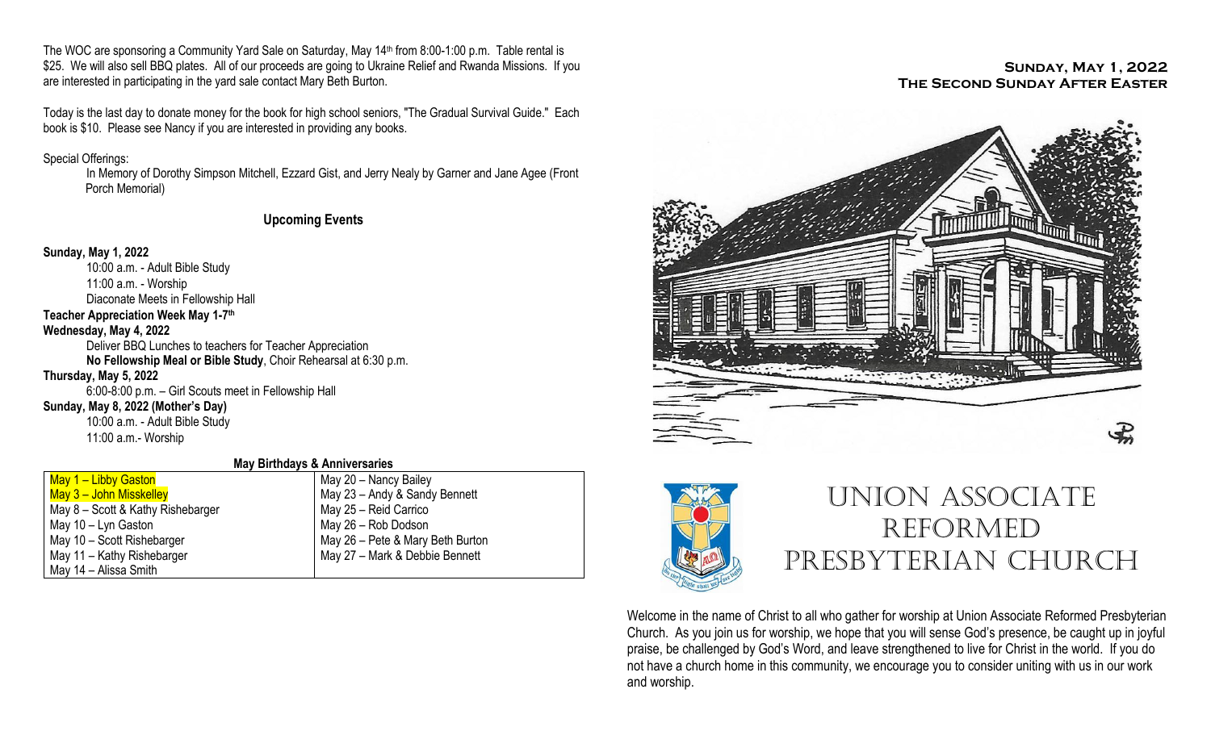The WOC are sponsoring a Community Yard Sale on Saturday, May 14th from 8:00-1:00 p.m. Table rental is $25. We will also sell BBQ plates. All of our proceeds are going to Ukraine Relief and Rwanda Missions. If you are interested in participating in the yard sale contact Mary Beth Burton.

Today is the last day to donate money for the book for high school seniors, "The Gradual Survival Guide." Each book is $10. Please see Nancy if you are interested in providing any books.

Special Offerings:

In Memory of Dorothy Simpson Mitchell, Ezzard Gist, and Jerry Nealy by Garner and Jane Agee (Front Porch Memorial)

## Upcoming Events

**Sunday, May 1, 2022**

10:00 a.m. - Adult Bible Study
11:00 a.m. - Worship
Diaconate Meets in Fellowship Hall

**Teacher Appreciation Week May 1-7th**

**Wednesday, May 4, 2022**

Deliver BBQ Lunches to teachers for Teacher Appreciation
**No Fellowship Meal or Bible Study**, Choir Rehearsal at 6:30 p.m.

**Thursday, May 5, 2022**

6:00-8:00 p.m. – Girl Scouts meet in Fellowship Hall

**Sunday, May 8, 2022 (Mother's Day)**

10:00 a.m. - Adult Bible Study
11:00 a.m.- Worship

**May Birthdays & Anniversaries**

| | |
|---|---|
| May 1 – Libby Gaston | May 20 – Nancy Bailey |
| May 3 – John Misskelley | May 23 – Andy & Sandy Bennett |
| May 8 – Scott & Kathy Rishebarger | May 25 – Reid Carrico |
| May 10 – Lyn Gaston | May 26 – Rob Dodson |
| May 10 – Scott Rishebarger | May 26 – Pete & Mary Beth Burton |
| May 11 – Kathy Rishebarger | May 27 – Mark & Debbie Bennett |
| May 14 – Alissa Smith | |

**Sunday, May 1, 2022**
**The Second Sunday After Easter**

# Union Associate Reformed Presbyterian Church

Welcome in the name of Christ to all who gather for worship at Union Associate Reformed Presbyterian Church. As you join us for worship, we hope that you will sense God's presence, be caught up in joyful praise, be challenged by God's Word, and leave strengthened to live for Christ in the world. If you do not have a church home in this community, we encourage you to consider uniting with us in our work and worship.